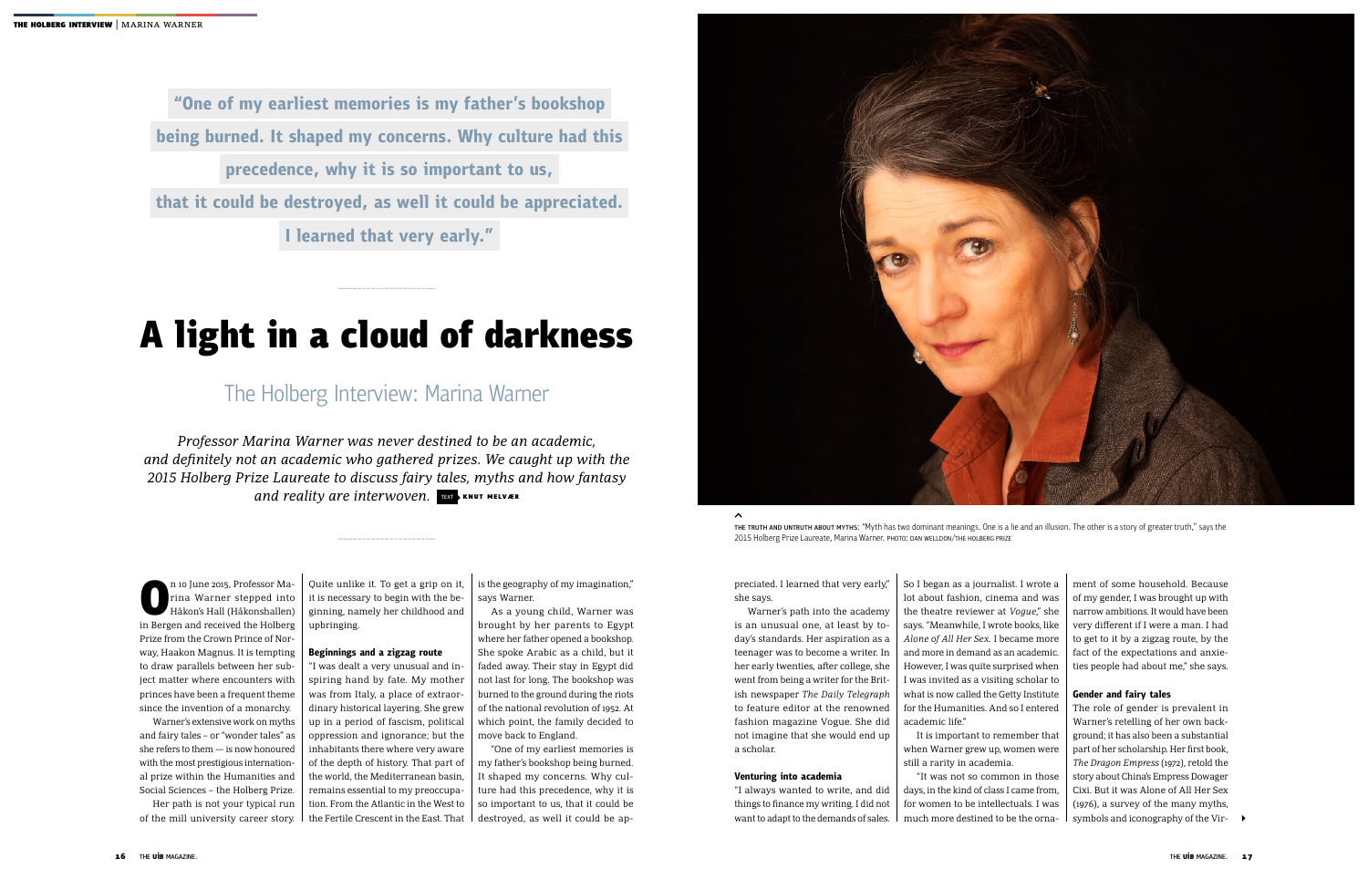> "One of my earliest memories is my father's bookshop being burned. It shaped my concerns. Why culture had this precedence, why it is so important to us, that it could be destroyed, as well it could be appreciated. I learned that very early."

# A light in a cloud of darkness

## The Holberg Interview: Marina Warner

*Professor Marina Warner was never destined to be an academic, and definitely not an academic who gathered prizes. We caught up with the 2015 Holberg Prize Laureate to discuss fairy tales, myths and how fantasy and reality are interwoven.* TEXT KNUT MELVÆR

THE TRUTH AND UNTRUTH ABOUT MYTHS: "Myth has two dominant meanings. One is a lie and an illusion. The other is a story of greater truth," says the 2015 Holberg Prize Laureate, Marina Warner. PHOTO: DAN WELLDON/THE HOLBERG PRIZE

On 10 June 2015, Professor Marina Warner stepped into Håkon's Hall (Håkonshallen) in Bergen and received the Holberg Prize from the Crown Prince of Norway, Haakon Magnus. It is tempting to draw parallels between her subject matter where encounters with princes have been a frequent theme since the invention of a monarchy.

Warner's extensive work on myths and fairy tales – or "wonder tales" as she refers to them — is now honoured with the most prestigious international prize within the Humanities and Social Sciences – the Holberg Prize.

Her path is not your typical run of the mill university career story. Quite unlike it. To get a grip on it, it is necessary to begin with the beginning, namely her childhood and upbringing.

### Beginnings and a zigzag route

"I was dealt a very unusual and inspiring hand by fate. My mother was from Italy, a place of extraordinary historical layering. She grew up in a period of fascism, political oppression and ignorance; but the inhabitants there where very aware of the depth of history. That part of the world, the Mediterranean basin, remains essential to my preoccupation. From the Atlantic in the West to the Fertile Crescent in the East. That is the geography of my imagination," says Warner.

As a young child, Warner was brought by her parents to Egypt where her father opened a bookshop. She spoke Arabic as a child, but it faded away. Their stay in Egypt did not last for long. The bookshop was burned to the ground during the riots of the national revolution of 1952. At which point, the family decided to move back to England.

"One of my earliest memories is my father's bookshop being burned. It shaped my concerns. Why culture had this precedence, why it is so important to us, that it could be destroyed, as well it could be appreciated. I learned that very early," she says.

Warner's path into the academy is an unusual one, at least by today's standards. Her aspiration as a teenager was to become a writer. In her early twenties, after college, she went from being a writer for the British newspaper *The Daily Telegraph* to feature editor at the renowned fashion magazine Vogue. She did not imagine that she would end up a scholar.

### Venturing into academia

"I always wanted to write, and did things to finance my writing. I did not want to adapt to the demands of sales. So I began as a journalist. I wrote a lot about fashion, cinema and was the theatre reviewer at *Vogue*," she says. "Meanwhile, I wrote books, like *Alone of All Her Sex*. I became more and more in demand as an academic. However, I was quite surprised when I was invited as a visiting scholar to what is now called the Getty Institute for the Humanities. And so I entered academic life."

It is important to remember that when Warner grew up, women were still a rarity in academia.

"It was not so common in those days, in the kind of class I came from, for women to be intellectuals. I was much more destined to be the ornament of some household. Because of my gender, I was brought up with narrow ambitions. It would have been very different if I were a man. I had to get to it by a zigzag route, by the fact of the expectations and anxieties people had about me," she says.

### Gender and fairy tales

The role of gender is prevalent in Warner's retelling of her own background; it has also been a substantial part of her scholarship. Her first book, *The Dragon Empress* (1972), retold the story about China's Empress Dowager Cixi. But it was Alone of All Her Sex (1976), a survey of the many myths, symbols and iconography of the Vir-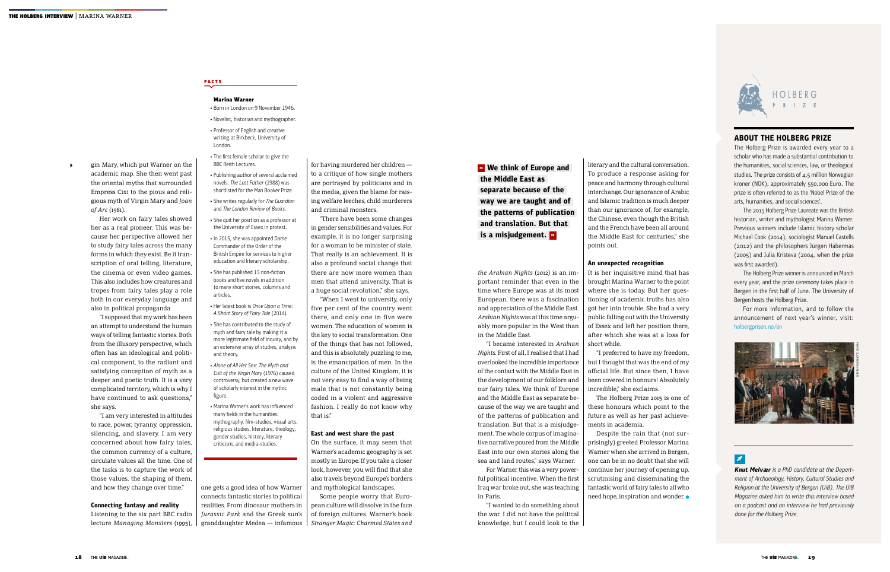gin Mary, which put Warner on the academic map. She then went past the oriental myths that surrounded Empress Cixi to the pious and religious myth of Virgin Mary and *Joan of Arc* (1981).

Her work on fairy tales showed her as a real pioneer. This was because her perspective allowed her to study fairy tales across the many forms in which they exist. Be it transcription of oral telling, literature, the cinema or even video games. This also includes how creatures and tropes from fairy tales play a role both in our everyday language and also in political propaganda.

"I supposed that my work has been an attempt to understand the human ways of telling fantastic stories. Both from the illusory perspective, which often has an ideological and political component, to the radiant and satisfying conception of myth as a deeper and poetic truth. It is a very complicated territory, which is why I have continued to ask questions," she says.

"I am very interested in attitudes to race, power, tyranny, oppression, silencing, and slavery. I am very concerned about how fairy tales, the common currency of a culture, circulate values all the time. One of the tasks is to capture the work of those values, the shaping of them, and how they change over time."

### Connecting fantasy and reality

Listening to the six part BBC radio lecture *Managing Monsters* (1995), one gets a good idea of how Warner connects fantastic stories to political realities. From dinosaur mothers in *Jurassic Park* and the Greek sun's granddaughter Medea — infamous for having murdered her children — to a critique of how single mothers are portrayed by politicians and in the media, given the blame for raising welfare leeches, child murderers and criminal monsters.

"There have been some changes in gender sensibilities and values. For example, it is no longer surprising for a woman to be minister of state. That really is an achievement. It is also a profound social change that there are now more women than men that attend university. That is a huge social revolution," she says.

"When I went to university, only five per cent of the country went there, and only one in five were women. The education of women is the key to social transformation. One of the things that has not followed, and this is absolutely puzzling to me, is the emancipation of men. In the culture of the United Kingdom, it is not very easy to find a way of being male that is not constantly being coded in a violent and aggressive fashion. I really do not know why that is."

### East and west share the past

On the surface, it may seem that Warner's academic geography is set mostly in Europe. If you take a closer look, however, you will find that she also travels beyond Europe's borders and mythological landscapes.

Some people worry that European culture will dissolve in the face of foreign cultures. Warner's book *Stranger Magic: Charmed States and the Arabian Nights* (2012) is an important reminder that even in the time where Europe was at its most European, there was a fascination and appreciation of the Middle East. *Arabian Nights* was at this time arguably more popular in the West than in the Middle East.

"I became interested in *Arabian Nights*. First of all, I realised that I had overlooked the incredible importance of the contact with the Middle East in the development of our folklore and our fairy tales. We think of Europe and the Middle East as separate because of the way we are taught and of the patterns of publication and translation. But that is a misjudgement. The whole corpus of imaginative narrative poured from the Middle East into our own stories along the sea and land routes," says Warner.

For Warner this was a very powerful political incentive. When the first Iraq war broke out, she was teaching in Paris.

"I wanted to do something about the war. I did not have the political knowledge, but I could look to the literary and the cultural conversation. To produce a response asking for peace and harmony through cultural interchange. Our ignorance of Arabic and Islamic tradition is much deeper than our ignorance of, for example, the Chinese, even though the British and the French have been all around the Middle East for centuries," she points out.

> **"We think of Europe and the Middle East as separate because of the way we are taught and of the patterns of publication and translation. But that is a misjudgement."**

### An unexpected recognition

It is her inquisitive mind that has brought Marina Warner to the point where she is today. But her questioning of academic truths has also got her into trouble. She had a very public falling out with the University of Essex and left her position there, after which she was at a loss for short while.

"I preferred to have my freedom, but I thought that was the end of my official life. But since then, I have been covered in honours! Absolutely incredible," she exclaims.

The Holberg Prize 2015 is one of these honours which point to the future as well as her past achievements in academia.

Despite the rain that (not surprisingly) greeted Professor Marina Warner when she arrived in Bergen, one can be in no doubt that she will continue her journey of opening up, scrutinising and disseminating the fantastic world of fairy tales to all who need hope, inspiration and wonder.

---

**FACTS**

**Marina Warner**

- Born in London on 9 November 1946.
- Novelist, historian and mythographer.
- Professor of English and creative writing at Birkbeck, University of London.
- The first female scholar to give the BBC Reith Lectures.
- Publishing author of several acclaimed novels. *The Lost Father* (1988) was shortlisted for the Man Booker Prize.
- She writes regularly for *The Guardian* and *The London Review of Books*.
- She quit her position as a professor at the University of Essex in protest.
- In 2015, she was appointed Dame Commander of the Order of the British Empire for services to higher education and literary scholarship.
- She has published 15 non-fiction books and five novels in addition to many short stories, columns and articles.
- Her latest book is *Once Upon a Time: A Short Story of Fairy Tale* (2014).
- She has contributed to the study of myth and fairy tale by making it a more legitimate field of inquiry, and by an extensive array of studies, analysis and theory.
- *Alone of All Her Sex: The Myth and Cult of the Virgin Mary* (1976) caused controversy, but created a new wave of scholarly interest in the mythic figure.
- Marina Warner's work has influenced many fields in the humanities: mythography, film-studies, visual arts, religious studies, literature, theology, gender studies, history, literary criticism, and media-studies.

---

HOLBERG PRIZE

## ABOUT THE HOLBERG PRIZE

The Holberg Prize is awarded every year to a scholar who has made a substantial contribution to the humanities, social sciences, law, or theological studies. The prize consists of 4.5 million Norwegian kroner (NOK), approximately 550,000 Euro. The prize is often referred to as the 'Nobel Prize of the arts, humanities, and social sciences'.

The 2015 Holberg Prize Laureate was the British historian, writer and mythologist Marina Warner. Previous winners include Islamic history scholar Michael Cook (2014), sociologist Manuel Castells (2012) and the philosophers Jürgen Habermas (2005) and Julia Kristeva (2004, when the prize was first awarded).

The Holberg Prize winner is announced in March every year, and the prize ceremony takes place in Bergen in the first half of June. The University of Bergen hosts the Holberg Prize.

For more information, and to follow the announcement of next year's winner, visit: holbergprisen.no/en

---

***Knut Melvær*** *is a PhD candidate at the Department of Archaeology, History, Cultural Studies and Religion at the University of Bergen (UiB). The UiB Magazine asked him to write this interview based on a podcast and an interview he had previously done for the Holberg Prize.*